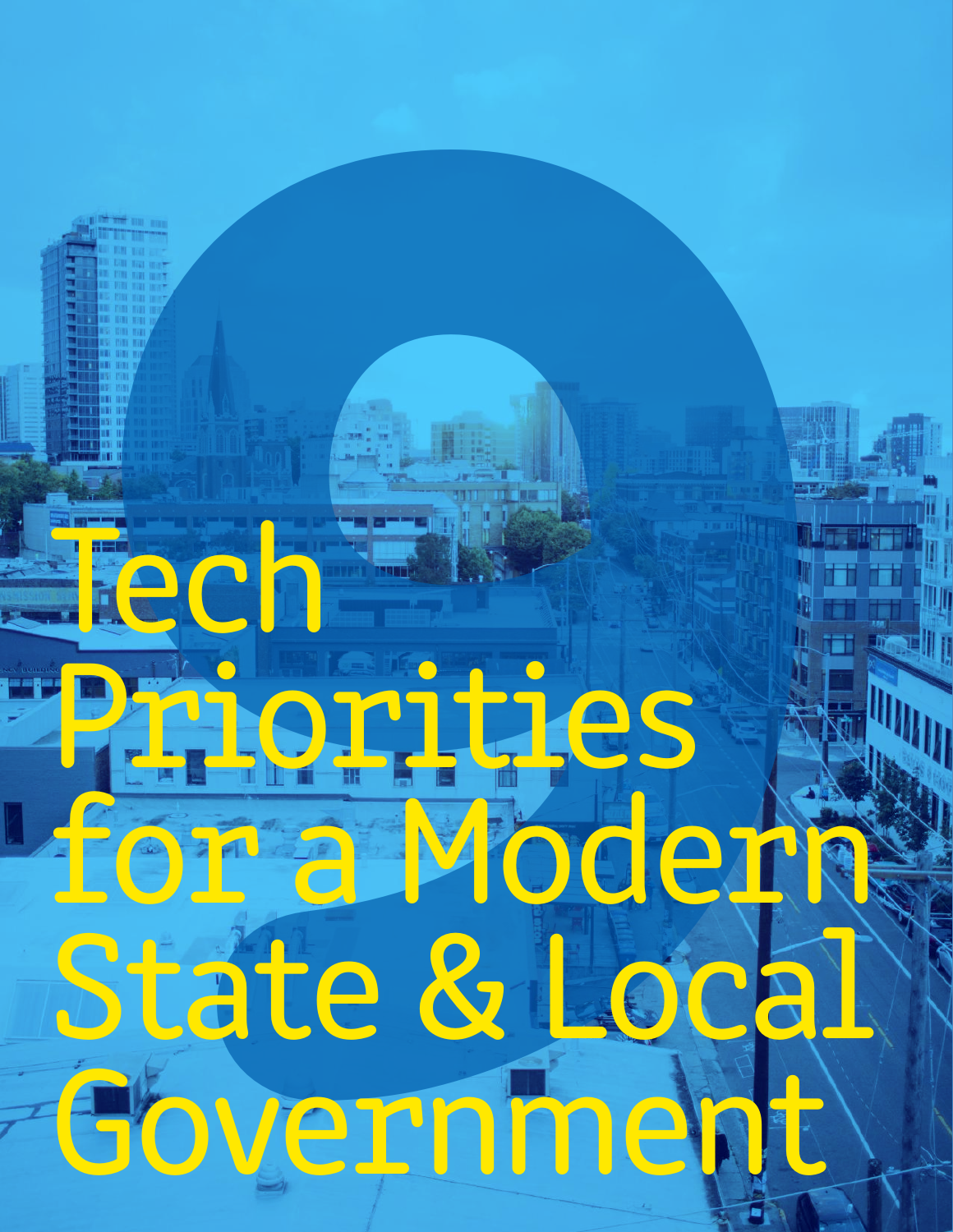# 9 Tech Priorities for a Modern State & Local Government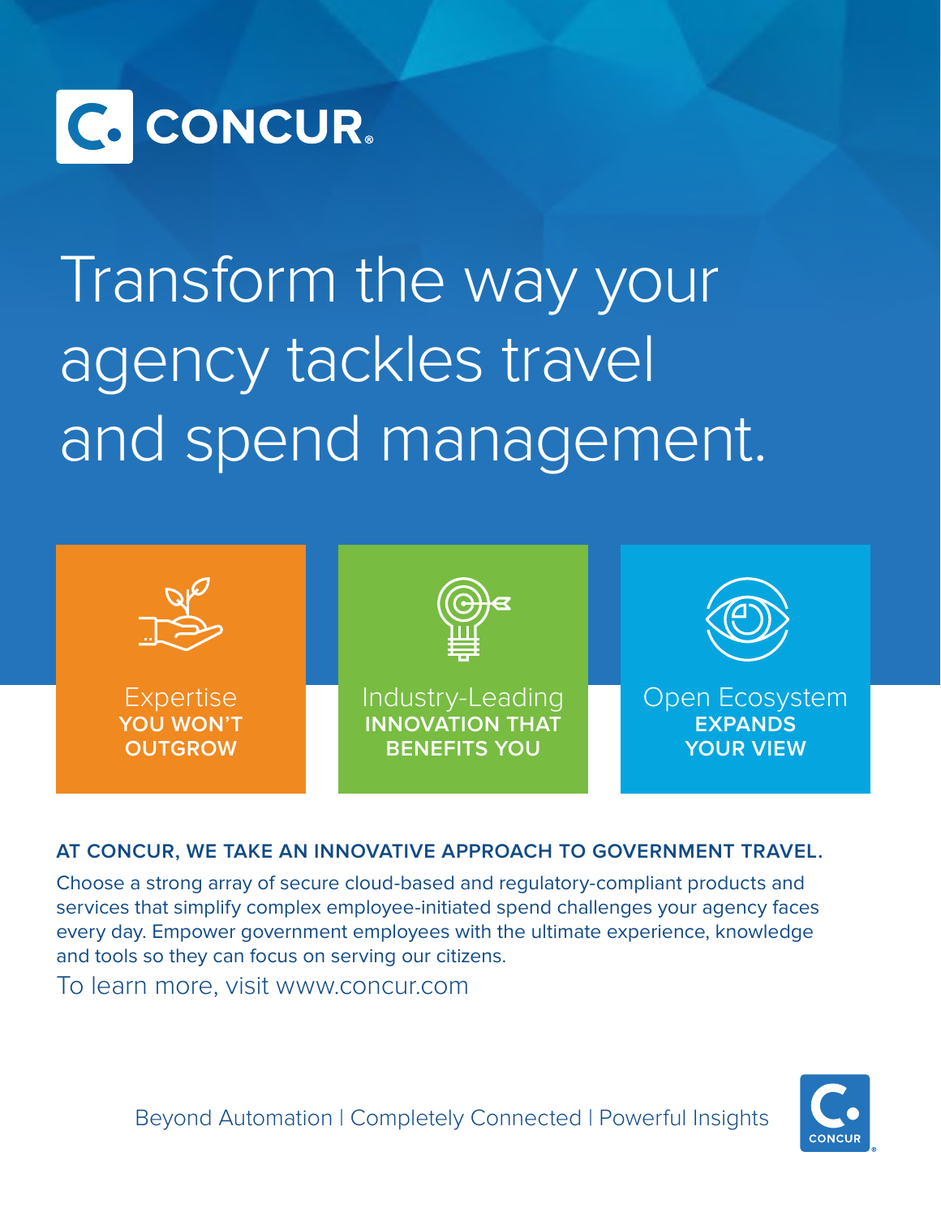CONCUR

# Transform the way your agency tackles travel and spend management.

Expertise
**YOU WON'T OUTGROW**

Industry-Leading
**INNOVATION THAT BENEFITS YOU**

Open Ecosystem
**EXPANDS YOUR VIEW**

**AT CONCUR, WE TAKE AN INNOVATIVE APPROACH TO GOVERNMENT TRAVEL.**

Choose a strong array of secure cloud-based and regulatory-compliant products and services that simplify complex employee-initiated spend challenges your agency faces every day. Empower government employees with the ultimate experience, knowledge and tools so they can focus on serving our citizens.

To learn more, visit www.concur.com

Beyond Automation | Completely Connected | Powerful Insights

CONCUR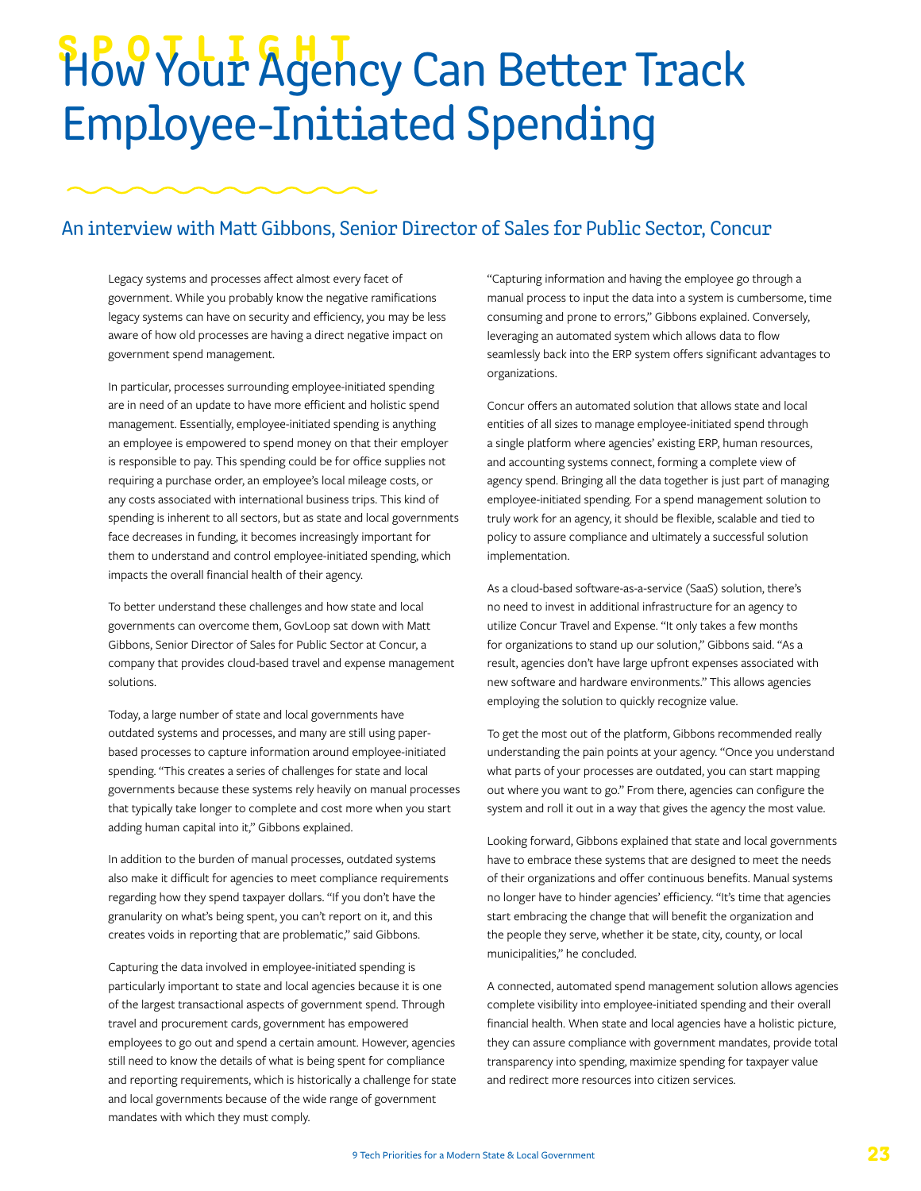SPOTLIGHT

# How Your Agency Can Better Track Employee-Initiated Spending

## An interview with Matt Gibbons, Senior Director of Sales for Public Sector, Concur

Legacy systems and processes affect almost every facet of government. While you probably know the negative ramifications legacy systems can have on security and efficiency, you may be less aware of how old processes are having a direct negative impact on government spend management.

In particular, processes surrounding employee-initiated spending are in need of an update to have more efficient and holistic spend management. Essentially, employee-initiated spending is anything an employee is empowered to spend money on that their employer is responsible to pay. This spending could be for office supplies not requiring a purchase order, an employee's local mileage costs, or any costs associated with international business trips. This kind of spending is inherent to all sectors, but as state and local governments face decreases in funding, it becomes increasingly important for them to understand and control employee-initiated spending, which impacts the overall financial health of their agency.

To better understand these challenges and how state and local governments can overcome them, GovLoop sat down with Matt Gibbons, Senior Director of Sales for Public Sector at Concur, a company that provides cloud-based travel and expense management solutions.

Today, a large number of state and local governments have outdated systems and processes, and many are still using paper-based processes to capture information around employee-initiated spending. "This creates a series of challenges for state and local governments because these systems rely heavily on manual processes that typically take longer to complete and cost more when you start adding human capital into it," Gibbons explained.

In addition to the burden of manual processes, outdated systems also make it difficult for agencies to meet compliance requirements regarding how they spend taxpayer dollars. "If you don't have the granularity on what's being spent, you can't report on it, and this creates voids in reporting that are problematic," said Gibbons.

Capturing the data involved in employee-initiated spending is particularly important to state and local agencies because it is one of the largest transactional aspects of government spend. Through travel and procurement cards, government has empowered employees to go out and spend a certain amount. However, agencies still need to know the details of what is being spent for compliance and reporting requirements, which is historically a challenge for state and local governments because of the wide range of government mandates with which they must comply.

"Capturing information and having the employee go through a manual process to input the data into a system is cumbersome, time consuming and prone to errors," Gibbons explained. Conversely, leveraging an automated system which allows data to flow seamlessly back into the ERP system offers significant advantages to organizations.

Concur offers an automated solution that allows state and local entities of all sizes to manage employee-initiated spend through a single platform where agencies' existing ERP, human resources, and accounting systems connect, forming a complete view of agency spend. Bringing all the data together is just part of managing employee-initiated spending. For a spend management solution to truly work for an agency, it should be flexible, scalable and tied to policy to assure compliance and ultimately a successful solution implementation.

As a cloud-based software-as-a-service (SaaS) solution, there's no need to invest in additional infrastructure for an agency to utilize Concur Travel and Expense. "It only takes a few months for organizations to stand up our solution," Gibbons said. "As a result, agencies don't have large upfront expenses associated with new software and hardware environments." This allows agencies employing the solution to quickly recognize value.

To get the most out of the platform, Gibbons recommended really understanding the pain points at your agency. "Once you understand what parts of your processes are outdated, you can start mapping out where you want to go." From there, agencies can configure the system and roll it out in a way that gives the agency the most value.

Looking forward, Gibbons explained that state and local governments have to embrace these systems that are designed to meet the needs of their organizations and offer continuous benefits. Manual systems no longer have to hinder agencies' efficiency. "It's time that agencies start embracing the change that will benefit the organization and the people they serve, whether it be state, city, county, or local municipalities," he concluded.

A connected, automated spend management solution allows agencies complete visibility into employee-initiated spending and their overall financial health. When state and local agencies have a holistic picture, they can assure compliance with government mandates, provide total transparency into spending, maximize spending for taxpayer value and redirect more resources into citizen services.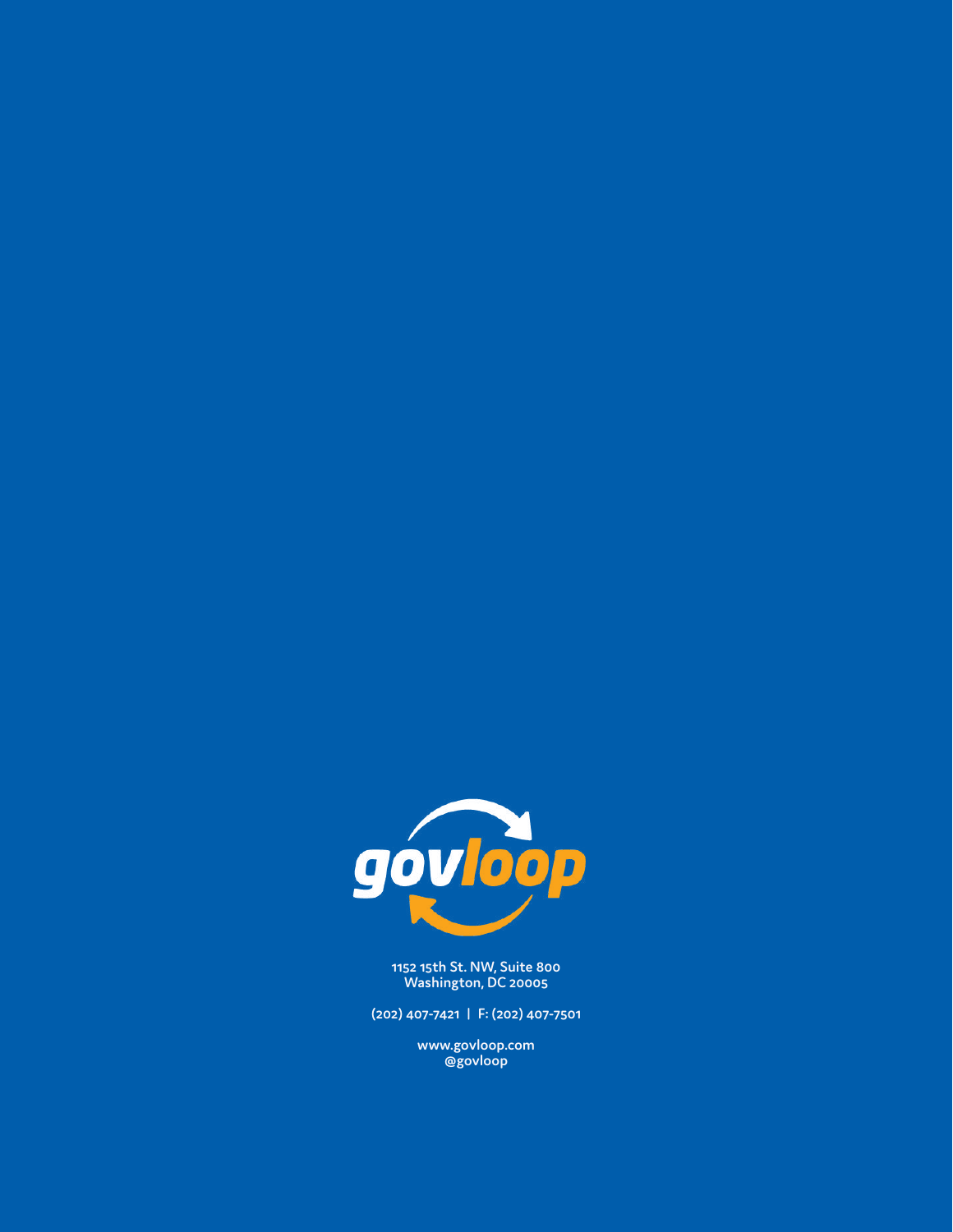govloop

1152 15th St. NW, Suite 800
Washington, DC 20005

(202) 407-7421 | F: (202) 407-7501

www.govloop.com
@govloop